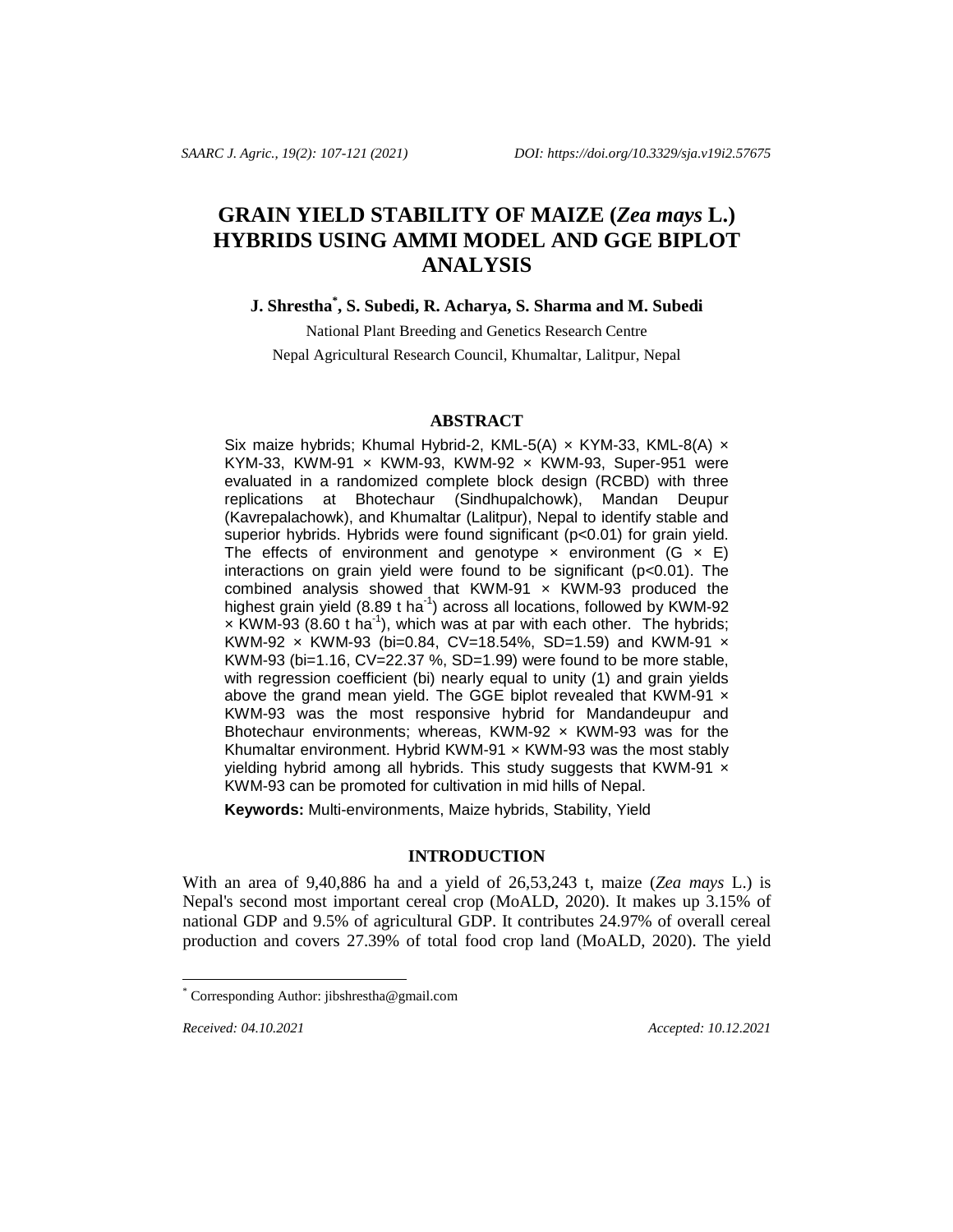# GRAIN YIELD STABILITY OF MAIZE (*Zea mays* L.) HYBRIDS USING AMMI MODEL AND GGE BIPLOT ANALYSIS

**J. Shrestha[*], S. Subedi, R. Acharya, S. Sharma and M. Subedi**

National Plant Breeding and Genetics Research Centre

Nepal Agricultural Research Council, Khumaltar, Lalitpur, Nepal

## ABSTRACT

Six maize hybrids; Khumal Hybrid-2, KML-5(A) × KYM-33, KML-8(A) × KYM-33, KWM-91 × KWM-93, KWM-92 × KWM-93, Super-951 were evaluated in a randomized complete block design (RCBD) with three replications at Bhotechaur (Sindhupalchowk), Mandan Deupur (Kavrepalachowk), and Khumaltar (Lalitpur), Nepal to identify stable and superior hybrids. Hybrids were found significant ($p<0.01$) for grain yield. The effects of environment and genotype × environment (G × E) interactions on grain yield were found to be significant ($p<0.01$). The combined analysis showed that KWM-91 × KWM-93 produced the highest grain yield (8.89 t $ha^{-1}$) across all locations, followed by KWM-92 × KWM-93 (8.60 t $ha^{-1}$), which was at par with each other. The hybrids; KWM-92 × KWM-93 ($b_i$=0.84, CV=18.54%, SD=1.59) and KWM-91 × KWM-93 ($b_i$=1.16, CV=22.37 %, SD=1.99) were found to be more stable, with regression coefficient ($b_i$) nearly equal to unity (1) and grain yields above the grand mean yield. The GGE biplot revealed that KWM-91 × KWM-93 was the most responsive hybrid for Mandandeupur and Bhotechaur environments; whereas, KWM-92 × KWM-93 was for the Khumaltar environment. Hybrid KWM-91 × KWM-93 was the most stably yielding hybrid among all hybrids. This study suggests that KWM-91 × KWM-93 can be promoted for cultivation in mid hills of Nepal.

**Keywords:** Multi-environments, Maize hybrids, Stability, Yield

## INTRODUCTION

With an area of 9,40,886 ha and a yield of 26,53,243 t, maize (*Zea mays* L.) is Nepal's second most important cereal crop (MoALD, 2020). It makes up 3.15% of national GDP and 9.5% of agricultural GDP. It contributes 24.97% of overall cereal production and covers 27.39% of total food crop land (MoALD, 2020). The yield

[*] Corresponding Author: jibshrestha@gmail.com

*Received: 04.10.2021* *Accepted: 10.12.2021*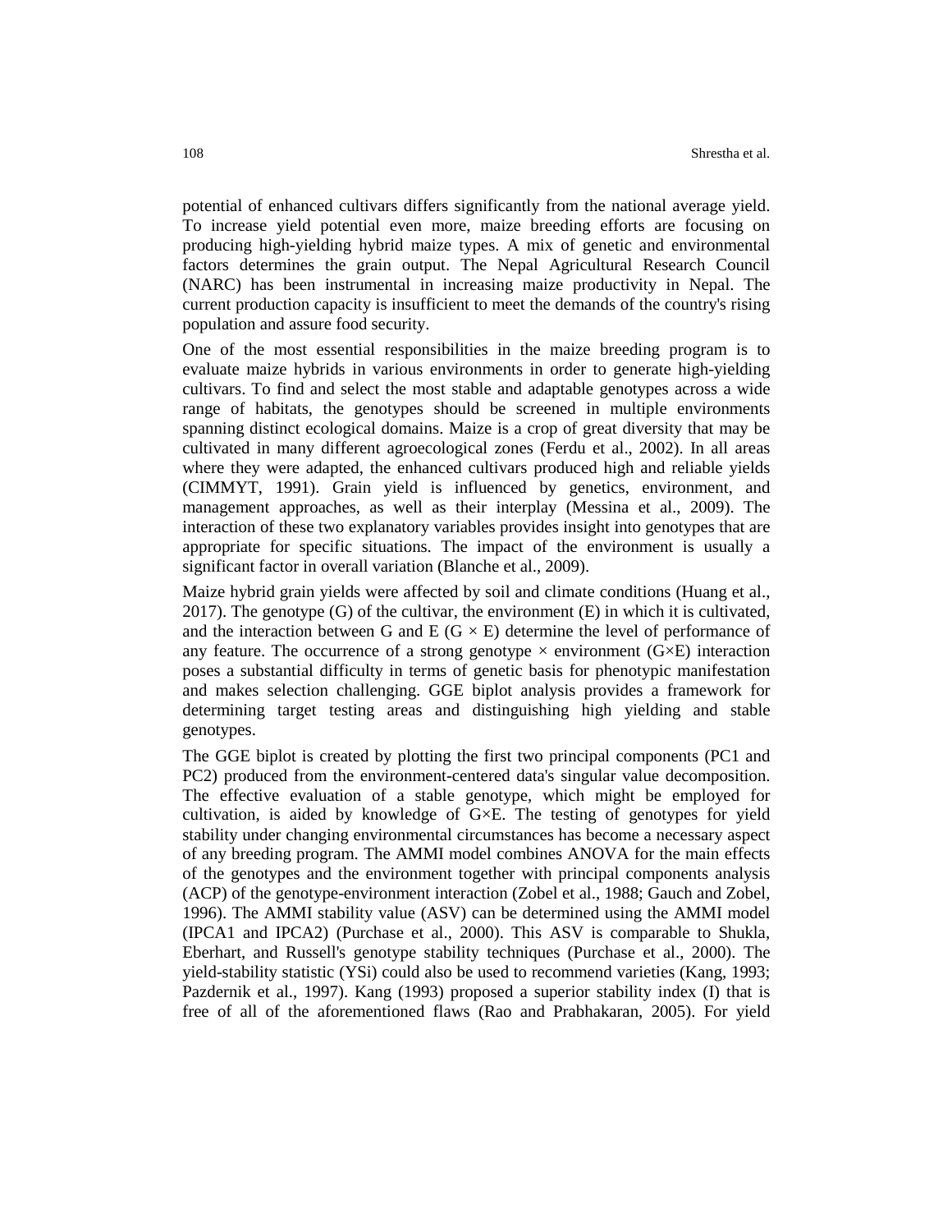potential of enhanced cultivars differs significantly from the national average yield. To increase yield potential even more, maize breeding efforts are focusing on producing high-yielding hybrid maize types. A mix of genetic and environmental factors determines the grain output. The Nepal Agricultural Research Council (NARC) has been instrumental in increasing maize productivity in Nepal. The current production capacity is insufficient to meet the demands of the country's rising population and assure food security.

One of the most essential responsibilities in the maize breeding program is to evaluate maize hybrids in various environments in order to generate high-yielding cultivars. To find and select the most stable and adaptable genotypes across a wide range of habitats, the genotypes should be screened in multiple environments spanning distinct ecological domains. Maize is a crop of great diversity that may be cultivated in many different agroecological zones (Ferdu et al., 2002). In all areas where they were adapted, the enhanced cultivars produced high and reliable yields (CIMMYT, 1991). Grain yield is influenced by genetics, environment, and management approaches, as well as their interplay (Messina et al., 2009). The interaction of these two explanatory variables provides insight into genotypes that are appropriate for specific situations. The impact of the environment is usually a significant factor in overall variation (Blanche et al., 2009).

Maize hybrid grain yields were affected by soil and climate conditions (Huang et al., 2017). The genotype (G) of the cultivar, the environment (E) in which it is cultivated, and the interaction between G and E ($G \times E$) determine the level of performance of any feature. The occurrence of a strong genotype × environment ($G \times E$) interaction poses a substantial difficulty in terms of genetic basis for phenotypic manifestation and makes selection challenging. GGE biplot analysis provides a framework for determining target testing areas and distinguishing high yielding and stable genotypes.

The GGE biplot is created by plotting the first two principal components (PC1 and PC2) produced from the environment-centered data's singular value decomposition. The effective evaluation of a stable genotype, which might be employed for cultivation, is aided by knowledge of $G \times E$. The testing of genotypes for yield stability under changing environmental circumstances has become a necessary aspect of any breeding program. The AMMI model combines ANOVA for the main effects of the genotypes and the environment together with principal components analysis (ACP) of the genotype-environment interaction (Zobel et al., 1988; Gauch and Zobel, 1996). The AMMI stability value (ASV) can be determined using the AMMI model (IPCA1 and IPCA2) (Purchase et al., 2000). This ASV is comparable to Shukla, Eberhart, and Russell's genotype stability techniques (Purchase et al., 2000). The yield-stability statistic (YSi) could also be used to recommend varieties (Kang, 1993; Pazdernik et al., 1997). Kang (1993) proposed a superior stability index (I) that is free of all of the aforementioned flaws (Rao and Prabhakaran, 2005). For yield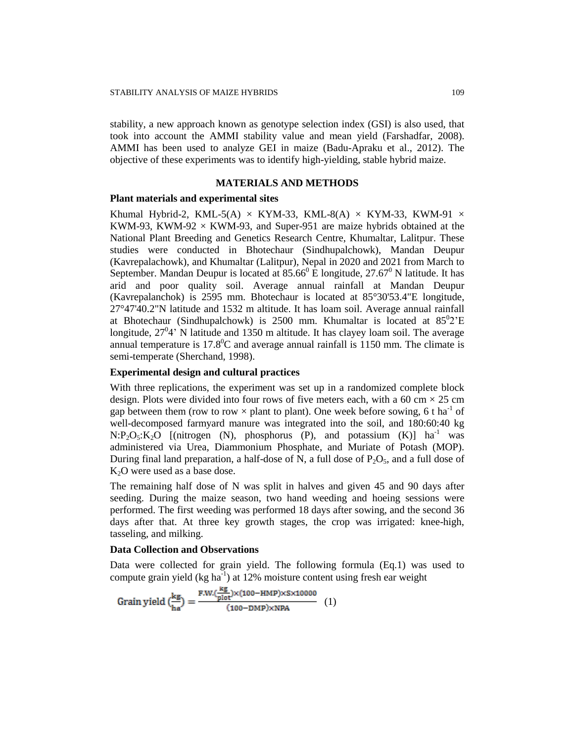stability, a new approach known as genotype selection index (GSI) is also used, that took into account the AMMI stability value and mean yield (Farshadfar, 2008). AMMI has been used to analyze GEI in maize (Badu-Apraku et al., 2012). The objective of these experiments was to identify high-yielding, stable hybrid maize.

## MATERIALS AND METHODS

### Plant materials and experimental sites

Khumal Hybrid-2, KML-5(A) × KYM-33, KML-8(A) × KYM-33, KWM-91 × KWM-93, KWM-92 × KWM-93, and Super-951 are maize hybrids obtained at the National Plant Breeding and Genetics Research Centre, Khumaltar, Lalitpur. These studies were conducted in Bhotechaur (Sindhupalchowk), Mandan Deupur (Kavrepalachowk), and Khumaltar (Lalitpur), Nepal in 2020 and 2021 from March to September. Mandan Deupur is located at $85.66^0$ E longitude, $27.67^0$ N latitude. It has arid and poor quality soil. Average annual rainfall at Mandan Deupur (Kavrepalanchok) is 2595 mm. Bhotechaur is located at 85°30'53.4"E longitude, 27°47'40.2"N latitude and 1532 m altitude. It has loam soil. Average annual rainfall at Bhotechaur (Sindhupalchowk) is 2500 mm. Khumaltar is located at $85^0$2'E longitude, $27^0$4' N latitude and 1350 m altitude. It has clayey loam soil. The average annual temperature is $17.8^0$C and average annual rainfall is 1150 mm. The climate is semi-temperate (Sherchand, 1998).

### Experimental design and cultural practices

With three replications, the experiment was set up in a randomized complete block design. Plots were divided into four rows of five meters each, with a 60 cm × 25 cm gap between them (row to row × plant to plant). One week before sowing, 6 t $ha^{-1}$ of well-decomposed farmyard manure was integrated into the soil, and 180:60:40 kg $N:P_2O_5:K_2O$ [(nitrogen (N), phosphorus (P), and potassium (K)] $ha^{-1}$ was administered via Urea, Diammonium Phosphate, and Muriate of Potash (MOP). During final land preparation, a half-dose of N, a full dose of $P_2O_5$, and a full dose of $K_2O$ were used as a base dose.

The remaining half dose of N was split in halves and given 45 and 90 days after seeding. During the maize season, two hand weeding and hoeing sessions were performed. The first weeding was performed 18 days after sowing, and the second 36 days after that. At three key growth stages, the crop was irrigated: knee-high, tasseling, and milking.

### Data Collection and Observations

Data were collected for grain yield. The following formula (Eq.1) was used to compute grain yield (kg $ha^{-1}$) at 12% moisture content using fresh ear weight

$$\text{Grain yield}\left(\frac{kg}{ha}\right) = \frac{F.W.\left(\frac{kg}{plot}\right)\times(100-HMP)\times S\times 10000}{(100-DMP)\times NPA} \quad (1)$$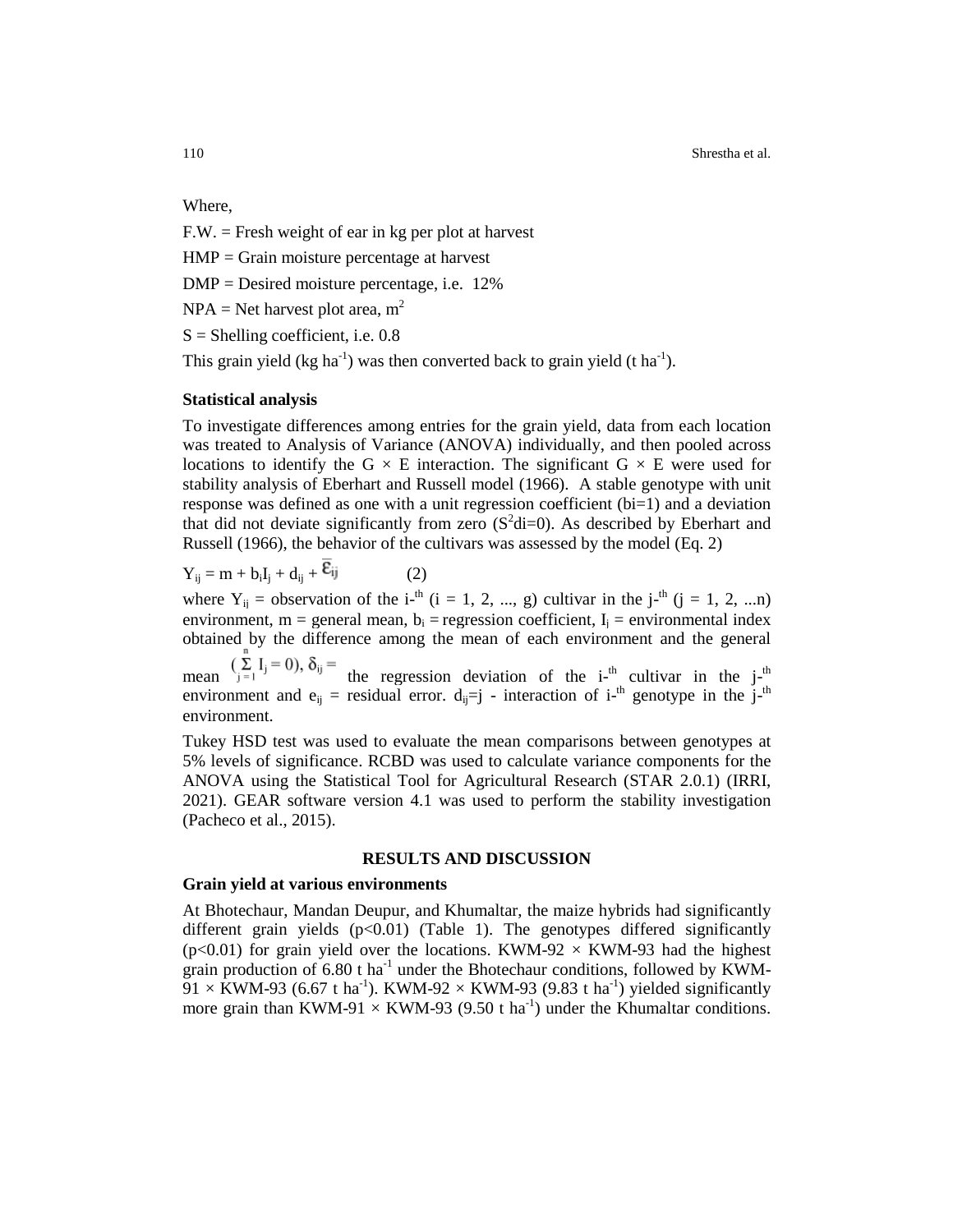Where,

F.W. = Fresh weight of ear in kg per plot at harvest

HMP = Grain moisture percentage at harvest

DMP = Desired moisture percentage, i.e. 12%

NPA = Net harvest plot area, $m^2$

S = Shelling coefficient, i.e. 0.8

This grain yield (kg $ha^{-1}$) was then converted back to grain yield (t $ha^{-1}$).

**Statistical analysis**

To investigate differences among entries for the grain yield, data from each location was treated to Analysis of Variance (ANOVA) individually, and then pooled across locations to identify the G × E interaction. The significant G × E were used for stability analysis of Eberhart and Russell model (1966). A stable genotype with unit response was defined as one with a unit regression coefficient (bi=1) and a deviation that did not deviate significantly from zero ($S^2di=0$). As described by Eberhart and Russell (1966), the behavior of the cultivars was assessed by the model (Eq. 2)

$$Y_{ij} = m + b_i I_j + d_{ij} + \overline{\varepsilon}_{ij} \qquad (2)$$

where $Y_{ij}$ = observation of the i-$^{th}$ (i = 1, 2, ..., g) cultivar in the j-$^{th}$ (j = 1, 2, ...n) environment, m = general mean, $b_i$ = regression coefficient, $I_j$ = environmental index obtained by the difference among the mean of each environment and the general mean $(\sum_{j=1}^{n} I_j = 0)$, $\delta_{ij}$ = the regression deviation of the i-$^{th}$ cultivar in the j-$^{th}$ environment and $e_{ij}$ = residual error. $d_{ij}$=j - interaction of i-$^{th}$ genotype in the j-$^{th}$ environment.

Tukey HSD test was used to evaluate the mean comparisons between genotypes at 5% levels of significance. RCBD was used to calculate variance components for the ANOVA using the Statistical Tool for Agricultural Research (STAR 2.0.1) (IRRI, 2021). GEAR software version 4.1 was used to perform the stability investigation (Pacheco et al., 2015).

## RESULTS AND DISCUSSION

**Grain yield at various environments**

At Bhotechaur, Mandan Deupur, and Khumaltar, the maize hybrids had significantly different grain yields ($p<0.01$) (Table 1). The genotypes differed significantly ($p<0.01$) for grain yield over the locations. KWM-92 × KWM-93 had the highest grain production of 6.80 t $ha^{-1}$ under the Bhotechaur conditions, followed by KWM-91 × KWM-93 (6.67 t $ha^{-1}$). KWM-92 × KWM-93 (9.83 t $ha^{-1}$) yielded significantly more grain than KWM-91 × KWM-93 (9.50 t $ha^{-1}$) under the Khumaltar conditions.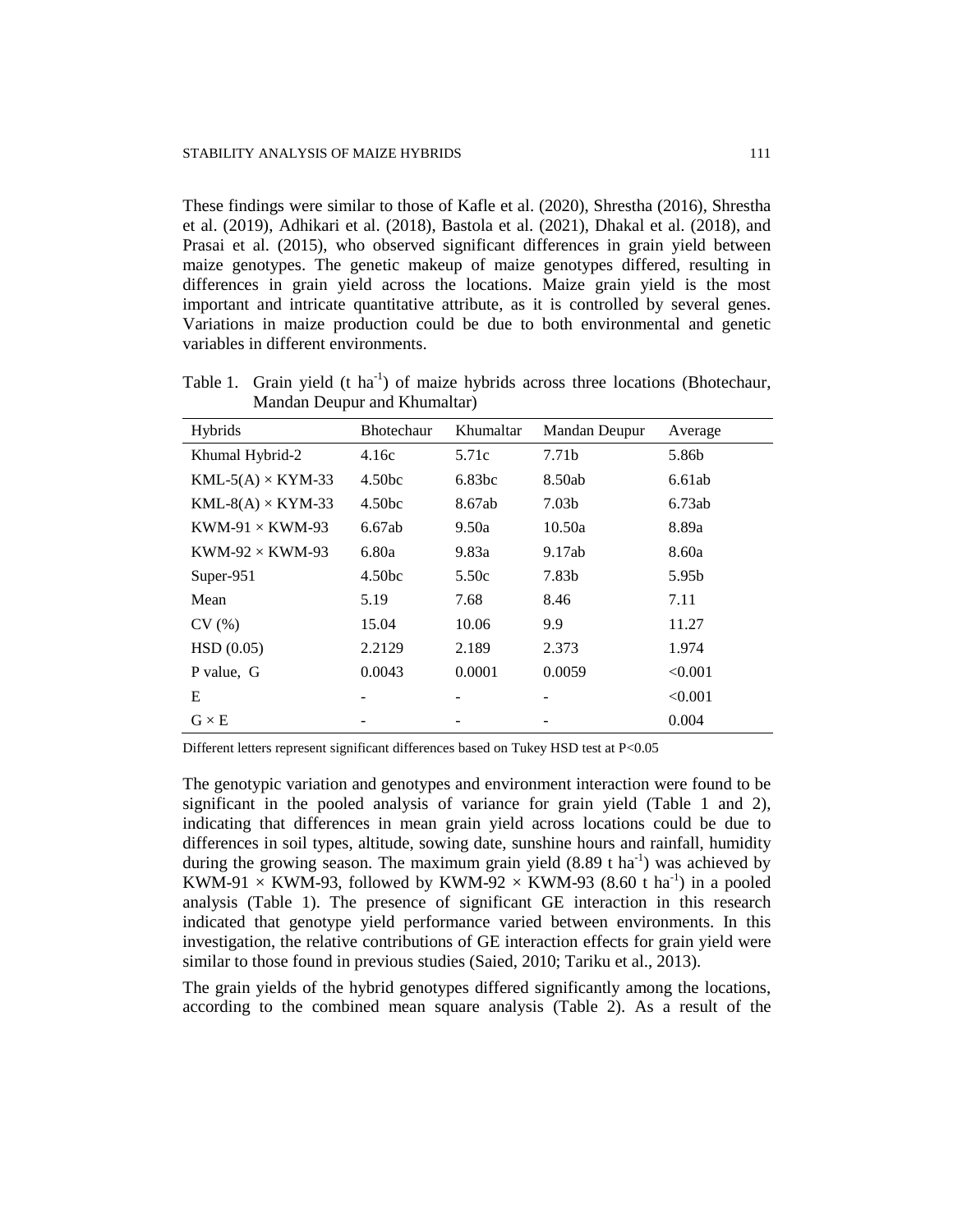These findings were similar to those of Kafle et al. (2020), Shrestha (2016), Shrestha et al. (2019), Adhikari et al. (2018), Bastola et al. (2021), Dhakal et al. (2018), and Prasai et al. (2015), who observed significant differences in grain yield between maize genotypes. The genetic makeup of maize genotypes differed, resulting in differences in grain yield across the locations. Maize grain yield is the most important and intricate quantitative attribute, as it is controlled by several genes. Variations in maize production could be due to both environmental and genetic variables in different environments.

Table 1. Grain yield (t $ha^{-1}$) of maize hybrids across three locations (Bhotechaur, Mandan Deupur and Khumaltar)

| Hybrids | Bhotechaur | Khumaltar | Mandan Deupur | Average |
|---|---|---|---|---|
| Khumal Hybrid-2 | 4.16c | 5.71c | 7.71b | 5.86b |
| KML-5(A) × KYM-33 | 4.50bc | 6.83bc | 8.50ab | 6.61ab |
| KML-8(A) × KYM-33 | 4.50bc | 8.67ab | 7.03b | 6.73ab |
| KWM-91 × KWM-93 | 6.67ab | 9.50a | 10.50a | 8.89a |
| KWM-92 × KWM-93 | 6.80a | 9.83a | 9.17ab | 8.60a |
| Super-951 | 4.50bc | 5.50c | 7.83b | 5.95b |
| Mean | 5.19 | 7.68 | 8.46 | 7.11 |
| CV (%) | 15.04 | 10.06 | 9.9 | 11.27 |
| HSD (0.05) | 2.2129 | 2.189 | 2.373 | 1.974 |
| P value, G | 0.0043 | 0.0001 | 0.0059 | <0.001 |
| E | - | - | - | <0.001 |
| G × E | - | - | - | 0.004 |

Different letters represent significant differences based on Tukey HSD test at P<0.05

The genotypic variation and genotypes and environment interaction were found to be significant in the pooled analysis of variance for grain yield (Table 1 and 2), indicating that differences in mean grain yield across locations could be due to differences in soil types, altitude, sowing date, sunshine hours and rainfall, humidity during the growing season. The maximum grain yield (8.89 t $ha^{-1}$) was achieved by KWM-91 × KWM-93, followed by KWM-92 × KWM-93 (8.60 t $ha^{-1}$) in a pooled analysis (Table 1). The presence of significant GE interaction in this research indicated that genotype yield performance varied between environments. In this investigation, the relative contributions of GE interaction effects for grain yield were similar to those found in previous studies (Saied, 2010; Tariku et al., 2013).

The grain yields of the hybrid genotypes differed significantly among the locations, according to the combined mean square analysis (Table 2). As a result of the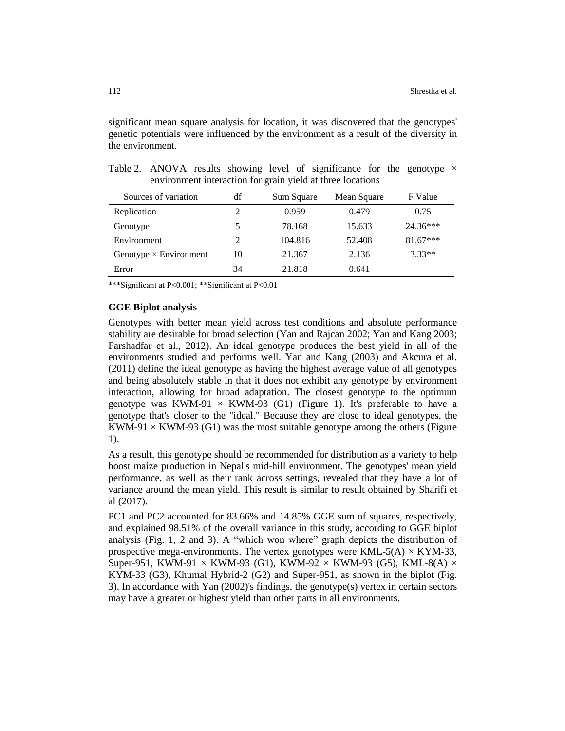significant mean square analysis for location, it was discovered that the genotypes' genetic potentials were influenced by the environment as a result of the diversity in the environment.

Table 2. ANOVA results showing level of significance for the genotype × environment interaction for grain yield at three locations

| Sources of variation | df | Sum Square | Mean Square | F Value |
|---|---|---|---|---|
| Replication | 2 | 0.959 | 0.479 | 0.75 |
| Genotype | 5 | 78.168 | 15.633 | 24.36*** |
| Environment | 2 | 104.816 | 52.408 | 81.67*** |
| Genotype × Environment | 10 | 21.367 | 2.136 | 3.33** |
| Error | 34 | 21.818 | 0.641 | |

***Significant at P<0.001; **Significant at P<0.01

### GGE Biplot analysis

Genotypes with better mean yield across test conditions and absolute performance stability are desirable for broad selection (Yan and Rajcan 2002; Yan and Kang 2003; Farshadfar et al., 2012). An ideal genotype produces the best yield in all of the environments studied and performs well. Yan and Kang (2003) and Akcura et al. (2011) define the ideal genotype as having the highest average value of all genotypes and being absolutely stable in that it does not exhibit any genotype by environment interaction, allowing for broad adaptation. The closest genotype to the optimum genotype was KWM-91 × KWM-93 (G1) (Figure 1). It's preferable to have a genotype that's closer to the "ideal." Because they are close to ideal genotypes, the KWM-91 × KWM-93 (G1) was the most suitable genotype among the others (Figure 1).

As a result, this genotype should be recommended for distribution as a variety to help boost maize production in Nepal's mid-hill environment. The genotypes' mean yield performance, as well as their rank across settings, revealed that they have a lot of variance around the mean yield. This result is similar to result obtained by Sharifi et al (2017).

PC1 and PC2 accounted for 83.66% and 14.85% GGE sum of squares, respectively, and explained 98.51% of the overall variance in this study, according to GGE biplot analysis (Fig. 1, 2 and 3). A "which won where" graph depicts the distribution of prospective mega-environments. The vertex genotypes were KML-5(A) × KYM-33, Super-951, KWM-91 × KWM-93 (G1), KWM-92 × KWM-93 (G5), KML-8(A) × KYM-33 (G3), Khumal Hybrid-2 (G2) and Super-951, as shown in the biplot (Fig. 3). In accordance with Yan (2002)'s findings, the genotype(s) vertex in certain sectors may have a greater or highest yield than other parts in all environments.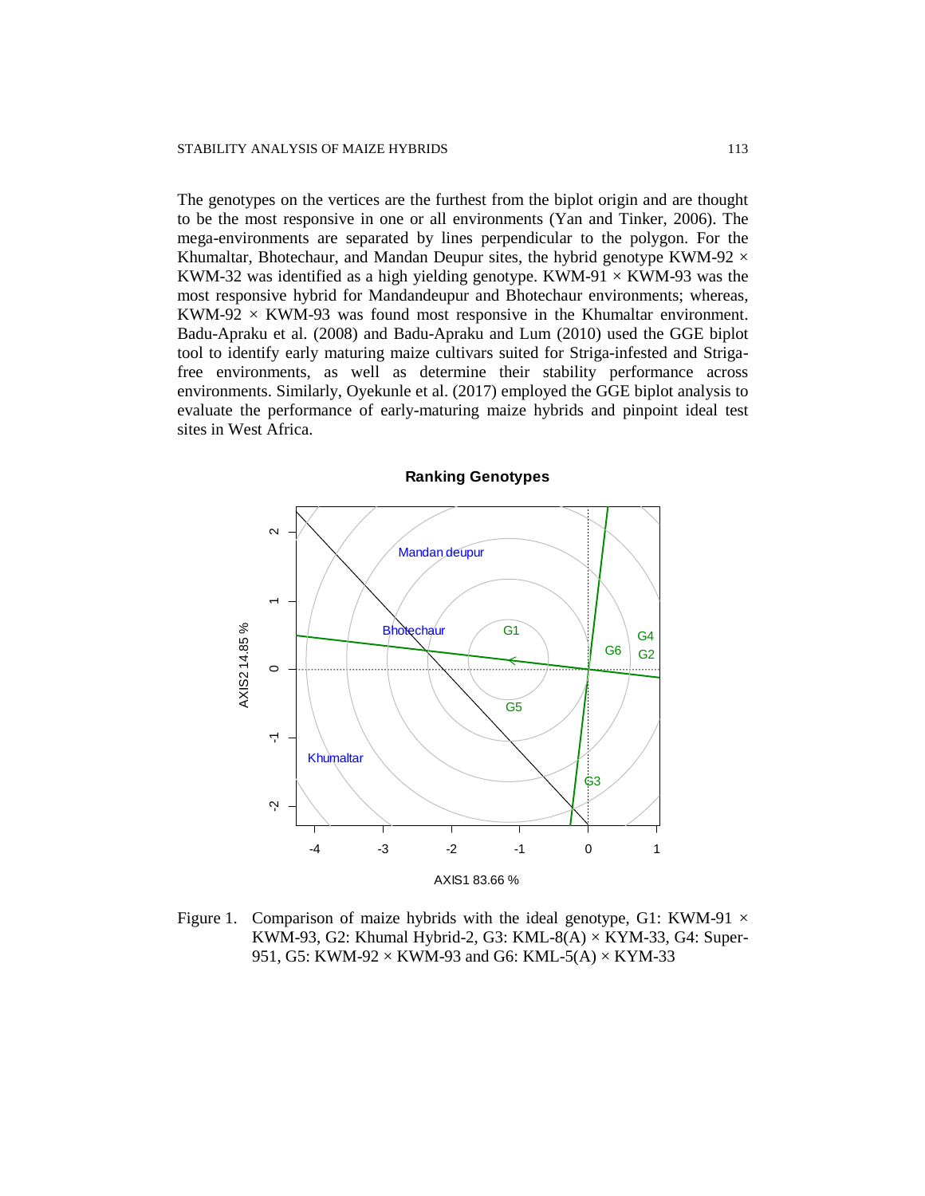The genotypes on the vertices are the furthest from the biplot origin and are thought to be the most responsive in one or all environments (Yan and Tinker, 2006). The mega-environments are separated by lines perpendicular to the polygon. For the Khumaltar, Bhotechaur, and Mandan Deupur sites, the hybrid genotype KWM-92 × KWM-32 was identified as a high yielding genotype. KWM-91 × KWM-93 was the most responsive hybrid for Mandandeupur and Bhotechaur environments; whereas, KWM-92 × KWM-93 was found most responsive in the Khumaltar environment. Badu-Apraku et al. (2008) and Badu-Apraku and Lum (2010) used the GGE biplot tool to identify early maturing maize cultivars suited for Striga-infested and Striga-free environments, as well as determine their stability performance across environments. Similarly, Oyekunle et al. (2017) employed the GGE biplot analysis to evaluate the performance of early-maturing maize hybrids and pinpoint ideal test sites in West Africa.

Figure 1. Comparison of maize hybrids with the ideal genotype, G1: KWM-91 × KWM-93, G2: Khumal Hybrid-2, G3: KML-8(A) × KYM-33, G4: Super-951, G5: KWM-92 × KWM-93 and G6: KML-5(A) × KYM-33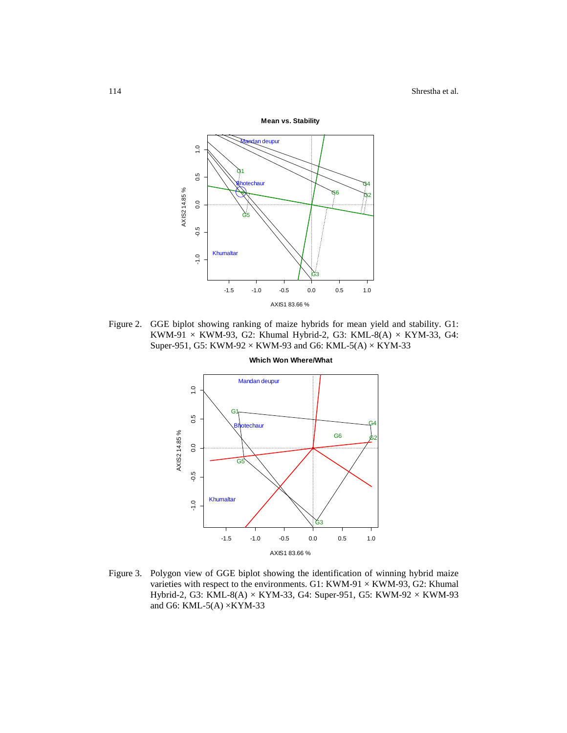Figure 2. GGE biplot showing ranking of maize hybrids for mean yield and stability. G1: KWM-91 × KWM-93, G2: Khumal Hybrid-2, G3: KML-8(A) × KYM-33, G4: Super-951, G5: KWM-92 × KWM-93 and G6: KML-5(A) × KYM-33

Figure 3. Polygon view of GGE biplot showing the identification of winning hybrid maize varieties with respect to the environments. G1: KWM-91 × KWM-93, G2: Khumal Hybrid-2, G3: KML-8(A) × KYM-33, G4: Super-951, G5: KWM-92 × KWM-93 and G6: KML-5(A) ×KYM-33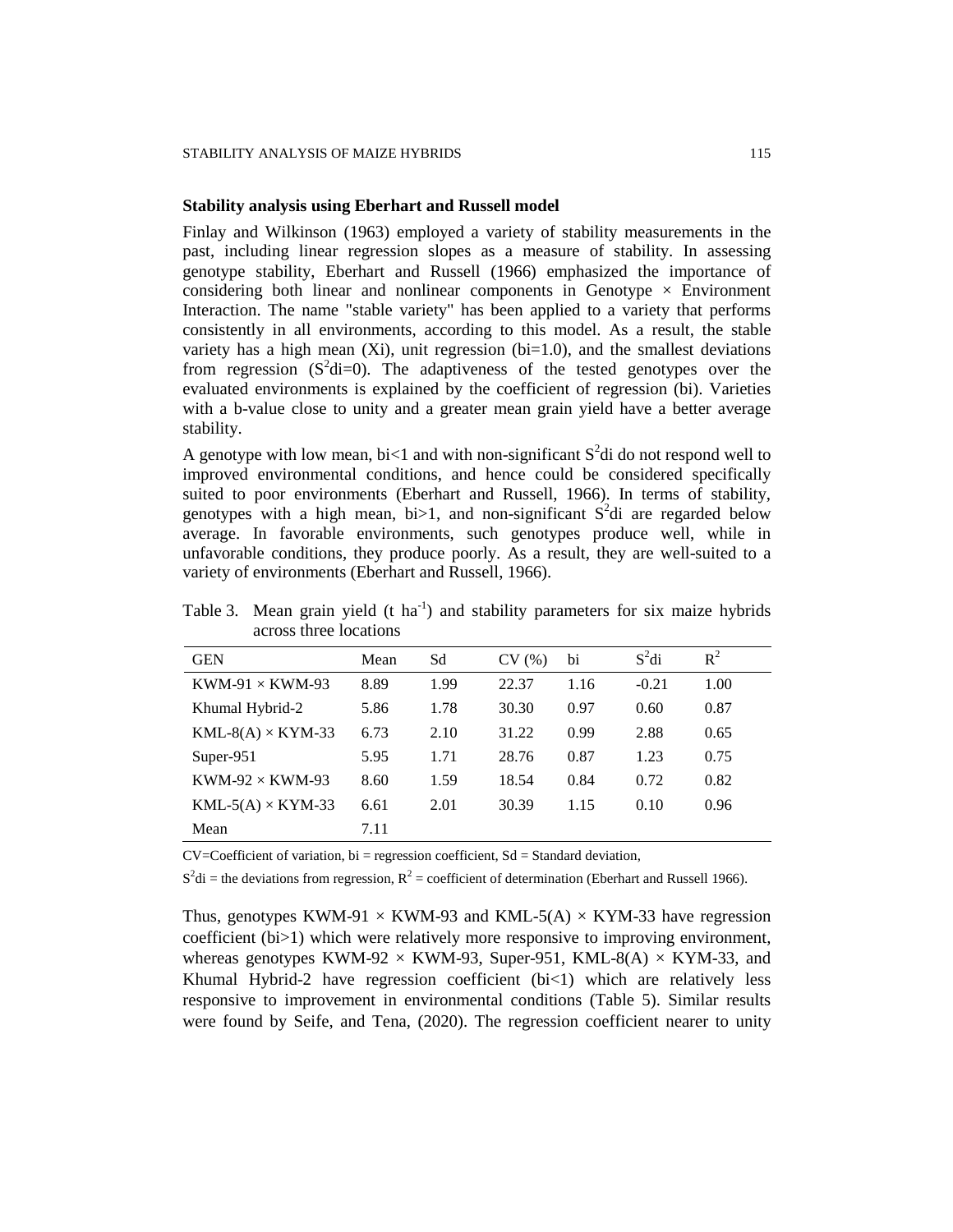### Stability analysis using Eberhart and Russell model

Finlay and Wilkinson (1963) employed a variety of stability measurements in the past, including linear regression slopes as a measure of stability. In assessing genotype stability, Eberhart and Russell (1966) emphasized the importance of considering both linear and nonlinear components in Genotype × Environment Interaction. The name "stable variety" has been applied to a variety that performs consistently in all environments, according to this model. As a result, the stable variety has a high mean (Xi), unit regression (bi=1.0), and the smallest deviations from regression ($S^2$di=0). The adaptiveness of the tested genotypes over the evaluated environments is explained by the coefficient of regression (bi). Varieties with a b-value close to unity and a greater mean grain yield have a better average stability.

A genotype with low mean, bi<1 and with non-significant $S^2$di do not respond well to improved environmental conditions, and hence could be considered specifically suited to poor environments (Eberhart and Russell, 1966). In terms of stability, genotypes with a high mean, bi>1, and non-significant $S^2$di are regarded below average. In favorable environments, such genotypes produce well, while in unfavorable conditions, they produce poorly. As a result, they are well-suited to a variety of environments (Eberhart and Russell, 1966).

Table 3. Mean grain yield (t $ha^{-1}$) and stability parameters for six maize hybrids across three locations

| GEN | Mean | Sd | CV (%) | bi | $S^2$di | $R^2$ |
|---|---|---|---|---|---|---|
| KWM-91 × KWM-93 | 8.89 | 1.99 | 22.37 | 1.16 | -0.21 | 1.00 |
| Khumal Hybrid-2 | 5.86 | 1.78 | 30.30 | 0.97 | 0.60 | 0.87 |
| KML-8(A) × KYM-33 | 6.73 | 2.10 | 31.22 | 0.99 | 2.88 | 0.65 |
| Super-951 | 5.95 | 1.71 | 28.76 | 0.87 | 1.23 | 0.75 |
| KWM-92 × KWM-93 | 8.60 | 1.59 | 18.54 | 0.84 | 0.72 | 0.82 |
| KML-5(A) × KYM-33 | 6.61 | 2.01 | 30.39 | 1.15 | 0.10 | 0.96 |
| Mean | 7.11 | | | | | |

CV=Coefficient of variation, bi = regression coefficient, Sd = Standard deviation,

$S^2$di = the deviations from regression, $R^2$ = coefficient of determination (Eberhart and Russell 1966).

Thus, genotypes KWM-91 × KWM-93 and KML-5(A) × KYM-33 have regression coefficient (bi>1) which were relatively more responsive to improving environment, whereas genotypes KWM-92 × KWM-93, Super-951, KML-8(A) × KYM-33, and Khumal Hybrid-2 have regression coefficient (bi<1) which are relatively less responsive to improvement in environmental conditions (Table 5). Similar results were found by Seife, and Tena, (2020). The regression coefficient nearer to unity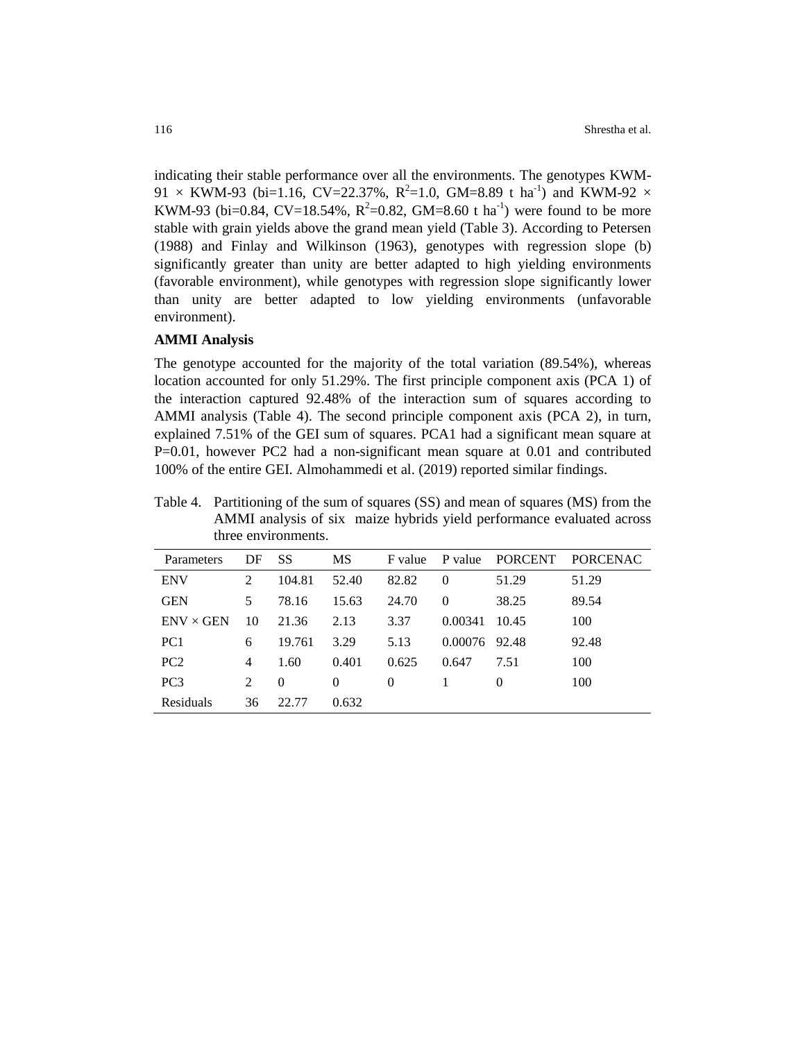indicating their stable performance over all the environments. The genotypes KWM-91 × KWM-93 (bi=1.16, CV=22.37%, $R^2$=1.0, GM=8.89 t $ha^{-1}$) and KWM-92 × KWM-93 (bi=0.84, CV=18.54%, $R^2$=0.82, GM=8.60 t $ha^{-1}$) were found to be more stable with grain yields above the grand mean yield (Table 3). According to Petersen (1988) and Finlay and Wilkinson (1963), genotypes with regression slope (b) significantly greater than unity are better adapted to high yielding environments (favorable environment), while genotypes with regression slope significantly lower than unity are better adapted to low yielding environments (unfavorable environment).

**AMMI Analysis**

The genotype accounted for the majority of the total variation (89.54%), whereas location accounted for only 51.29%. The first principle component axis (PCA 1) of the interaction captured 92.48% of the interaction sum of squares according to AMMI analysis (Table 4). The second principle component axis (PCA 2), in turn, explained 7.51% of the GEI sum of squares. PCA1 had a significant mean square at P=0.01, however PC2 had a non-significant mean square at 0.01 and contributed 100% of the entire GEI. Almohammedi et al. (2019) reported similar findings.

Table 4. Partitioning of the sum of squares (SS) and mean of squares (MS) from the AMMI analysis of six maize hybrids yield performance evaluated across three environments.

| Parameters | DF | SS | MS | F value | P value | PORCENT | PORCENAC |
|---|---|---|---|---|---|---|---|
| ENV | 2 | 104.81 | 52.40 | 82.82 | 0 | 51.29 | 51.29 |
| GEN | 5 | 78.16 | 15.63 | 24.70 | 0 | 38.25 | 89.54 |
| ENV × GEN | 10 | 21.36 | 2.13 | 3.37 | 0.00341 | 10.45 | 100 |
| PC1 | 6 | 19.761 | 3.29 | 5.13 | 0.00076 | 92.48 | 92.48 |
| PC2 | 4 | 1.60 | 0.401 | 0.625 | 0.647 | 7.51 | 100 |
| PC3 | 2 | 0 | 0 | 0 | 1 | 0 | 100 |
| Residuals | 36 | 22.77 | 0.632 | | | | |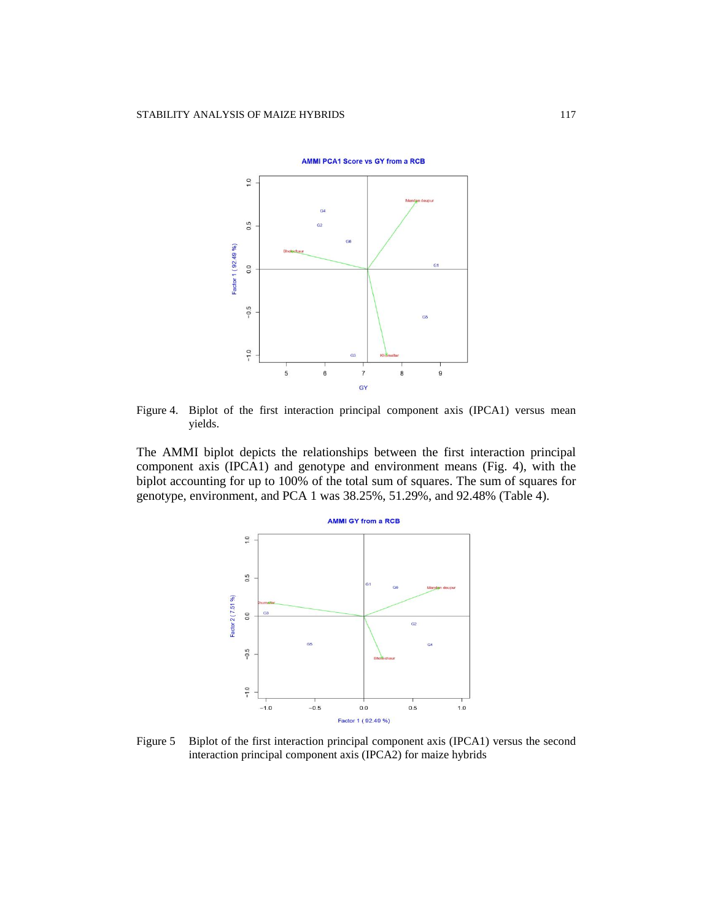Figure 4. Biplot of the first interaction principal component axis (IPCA1) versus mean yields.

The AMMI biplot depicts the relationships between the first interaction principal component axis (IPCA1) and genotype and environment means (Fig. 4), with the biplot accounting for up to 100% of the total sum of squares. The sum of squares for genotype, environment, and PCA 1 was 38.25%, 51.29%, and 92.48% (Table 4).

Figure 5 Biplot of the first interaction principal component axis (IPCA1) versus the second interaction principal component axis (IPCA2) for maize hybrids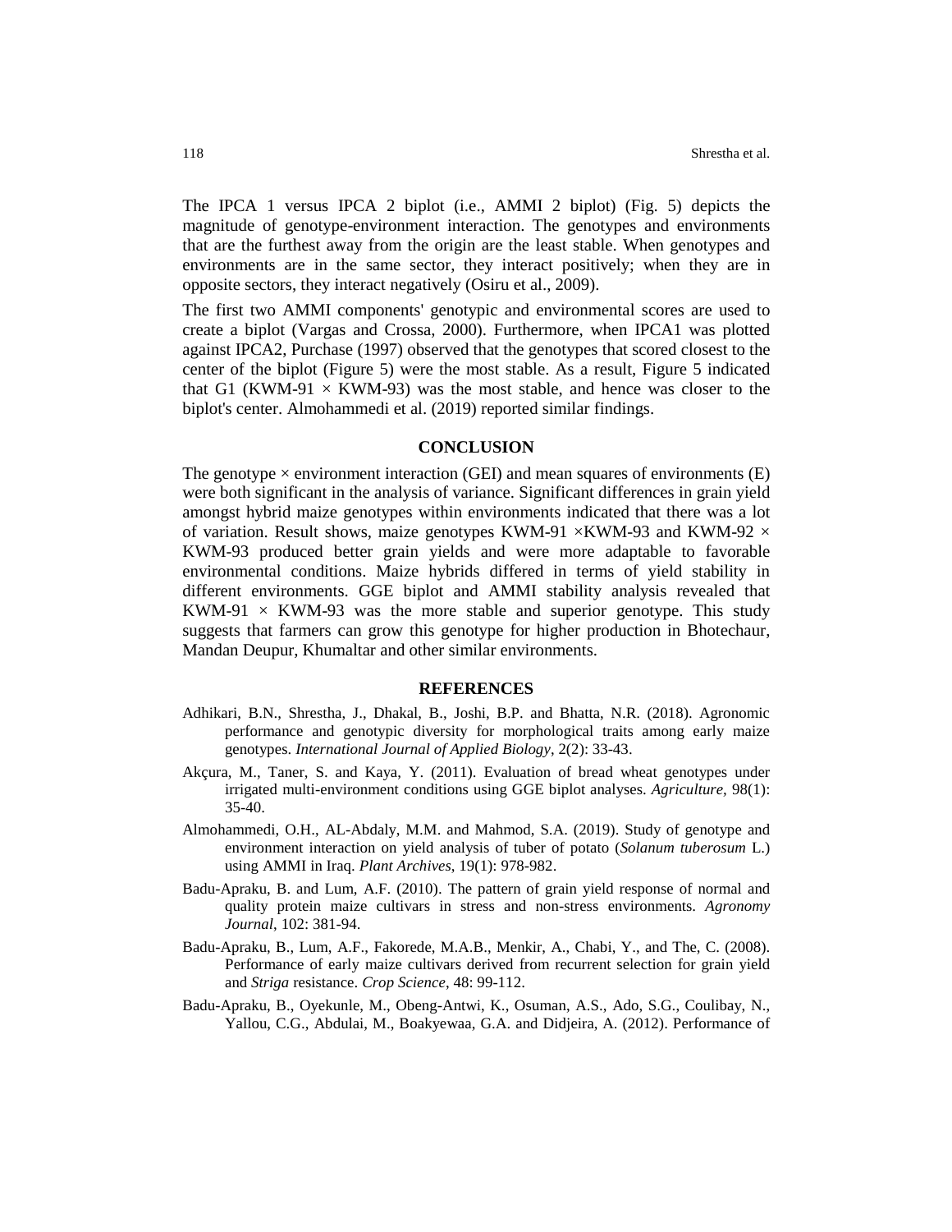The IPCA 1 versus IPCA 2 biplot (i.e., AMMI 2 biplot) (Fig. 5) depicts the magnitude of genotype-environment interaction. The genotypes and environments that are the furthest away from the origin are the least stable. When genotypes and environments are in the same sector, they interact positively; when they are in opposite sectors, they interact negatively (Osiru et al., 2009).

The first two AMMI components' genotypic and environmental scores are used to create a biplot (Vargas and Crossa, 2000). Furthermore, when IPCA1 was plotted against IPCA2, Purchase (1997) observed that the genotypes that scored closest to the center of the biplot (Figure 5) were the most stable. As a result, Figure 5 indicated that G1 (KWM-91 × KWM-93) was the most stable, and hence was closer to the biplot's center. Almohammedi et al. (2019) reported similar findings.

## CONCLUSION

The genotype × environment interaction (GEI) and mean squares of environments (E) were both significant in the analysis of variance. Significant differences in grain yield amongst hybrid maize genotypes within environments indicated that there was a lot of variation. Result shows, maize genotypes KWM-91 ×KWM-93 and KWM-92 × KWM-93 produced better grain yields and were more adaptable to favorable environmental conditions. Maize hybrids differed in terms of yield stability in different environments. GGE biplot and AMMI stability analysis revealed that KWM-91 × KWM-93 was the more stable and superior genotype. This study suggests that farmers can grow this genotype for higher production in Bhotechaur, Mandan Deupur, Khumaltar and other similar environments.

## REFERENCES

Adhikari, B.N., Shrestha, J., Dhakal, B., Joshi, B.P. and Bhatta, N.R. (2018). Agronomic performance and genotypic diversity for morphological traits among early maize genotypes. *International Journal of Applied Biology*, 2(2): 33-43.

Akçura, M., Taner, S. and Kaya, Y. (2011). Evaluation of bread wheat genotypes under irrigated multi-environment conditions using GGE biplot analyses. *Agriculture*, 98(1): 35-40.

Almohammedi, O.H., AL-Abdaly, M.M. and Mahmod, S.A. (2019). Study of genotype and environment interaction on yield analysis of tuber of potato (*Solanum tuberosum* L.) using AMMI in Iraq. *Plant Archives*, 19(1): 978-982.

Badu-Apraku, B. and Lum, A.F. (2010). The pattern of grain yield response of normal and quality protein maize cultivars in stress and non-stress environments. *Agronomy Journal*, 102: 381-94.

Badu-Apraku, B., Lum, A.F., Fakorede, M.A.B., Menkir, A., Chabi, Y., and The, C. (2008). Performance of early maize cultivars derived from recurrent selection for grain yield and *Striga* resistance. *Crop Science*, 48: 99-112.

Badu-Apraku, B., Oyekunle, M., Obeng-Antwi, K., Osuman, A.S., Ado, S.G., Coulibay, N., Yallou, C.G., Abdulai, M., Boakyewaa, G.A. and Didjeira, A. (2012). Performance of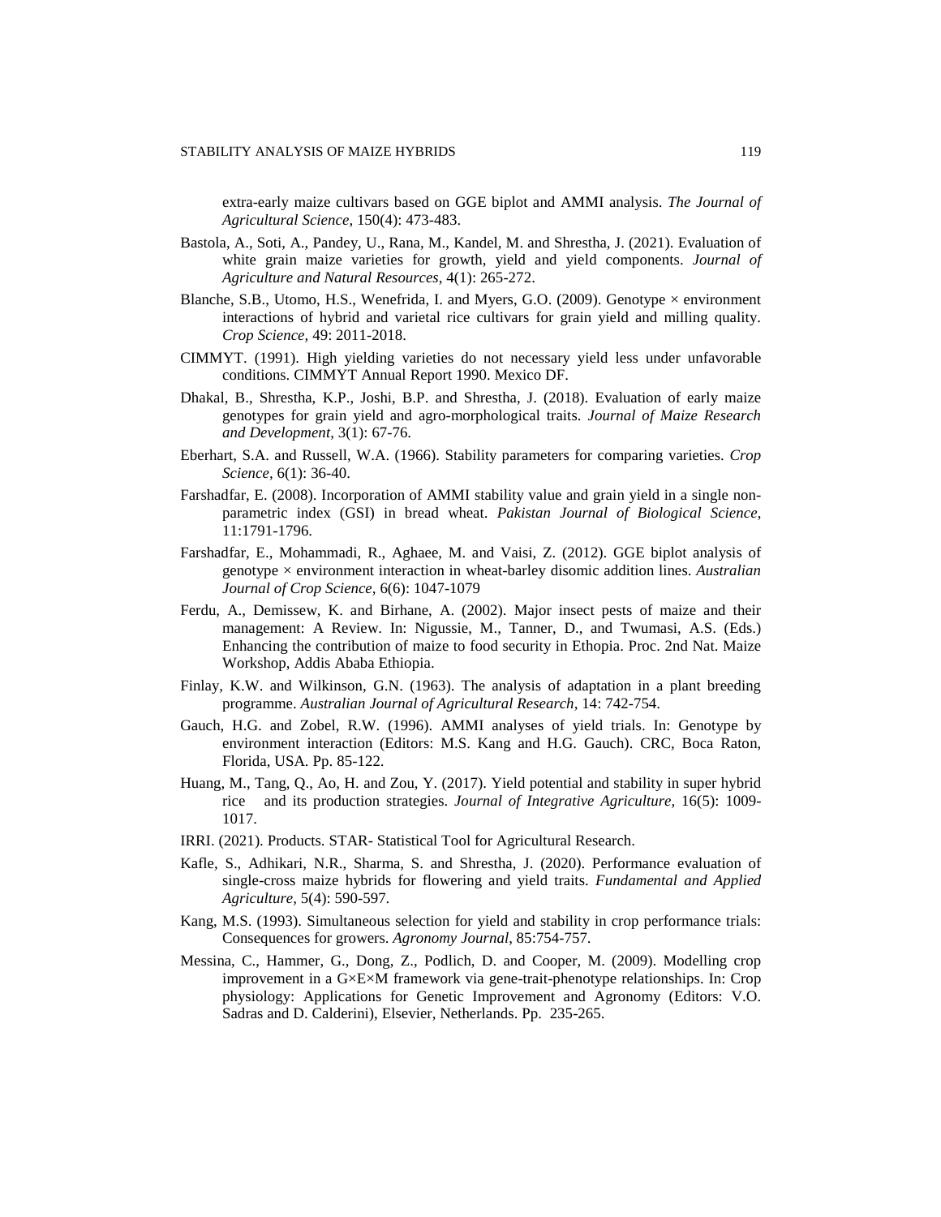extra-early maize cultivars based on GGE biplot and AMMI analysis. *The Journal of Agricultural Science*, 150(4): 473-483.

Bastola, A., Soti, A., Pandey, U., Rana, M., Kandel, M. and Shrestha, J. (2021). Evaluation of white grain maize varieties for growth, yield and yield components. *Journal of Agriculture and Natural Resources*, 4(1): 265-272.

Blanche, S.B., Utomo, H.S., Wenefrida, I. and Myers, G.O. (2009). Genotype × environment interactions of hybrid and varietal rice cultivars for grain yield and milling quality. *Crop Science*, 49: 2011-2018.

CIMMYT. (1991). High yielding varieties do not necessary yield less under unfavorable conditions. CIMMYT Annual Report 1990. Mexico DF.

Dhakal, B., Shrestha, K.P., Joshi, B.P. and Shrestha, J. (2018). Evaluation of early maize genotypes for grain yield and agro-morphological traits. *Journal of Maize Research and Development*, 3(1): 67-76.

Eberhart, S.A. and Russell, W.A. (1966). Stability parameters for comparing varieties. *Crop Science*, 6(1): 36-40.

Farshadfar, E. (2008). Incorporation of AMMI stability value and grain yield in a single non-parametric index (GSI) in bread wheat. *Pakistan Journal of Biological Science*, 11:1791-1796.

Farshadfar, E., Mohammadi, R., Aghaee, M. and Vaisi, Z. (2012). GGE biplot analysis of genotype × environment interaction in wheat-barley disomic addition lines. *Australian Journal of Crop Science*, 6(6): 1047-1079

Ferdu, A., Demissew, K. and Birhane, A. (2002). Major insect pests of maize and their management: A Review. In: Nigussie, M., Tanner, D., and Twumasi, A.S. (Eds.) Enhancing the contribution of maize to food security in Ethopia. Proc. 2nd Nat. Maize Workshop, Addis Ababa Ethiopia.

Finlay, K.W. and Wilkinson, G.N. (1963). The analysis of adaptation in a plant breeding programme. *Australian Journal of Agricultural Research*, 14: 742-754.

Gauch, H.G. and Zobel, R.W. (1996). AMMI analyses of yield trials. In: Genotype by environment interaction (Editors: M.S. Kang and H.G. Gauch). CRC, Boca Raton, Florida, USA. Pp. 85-122.

Huang, M., Tang, Q., Ao, H. and Zou, Y. (2017). Yield potential and stability in super hybrid rice and its production strategies. *Journal of Integrative Agriculture*, 16(5): 1009-1017.

IRRI. (2021). Products. STAR- Statistical Tool for Agricultural Research.

Kafle, S., Adhikari, N.R., Sharma, S. and Shrestha, J. (2020). Performance evaluation of single-cross maize hybrids for flowering and yield traits. *Fundamental and Applied Agriculture*, 5(4): 590-597.

Kang, M.S. (1993). Simultaneous selection for yield and stability in crop performance trials: Consequences for growers. *Agronomy Journal*, 85:754-757.

Messina, C., Hammer, G., Dong, Z., Podlich, D. and Cooper, M. (2009). Modelling crop improvement in a G×E×M framework via gene-trait-phenotype relationships. In: Crop physiology: Applications for Genetic Improvement and Agronomy (Editors: V.O. Sadras and D. Calderini), Elsevier, Netherlands. Pp. 235-265.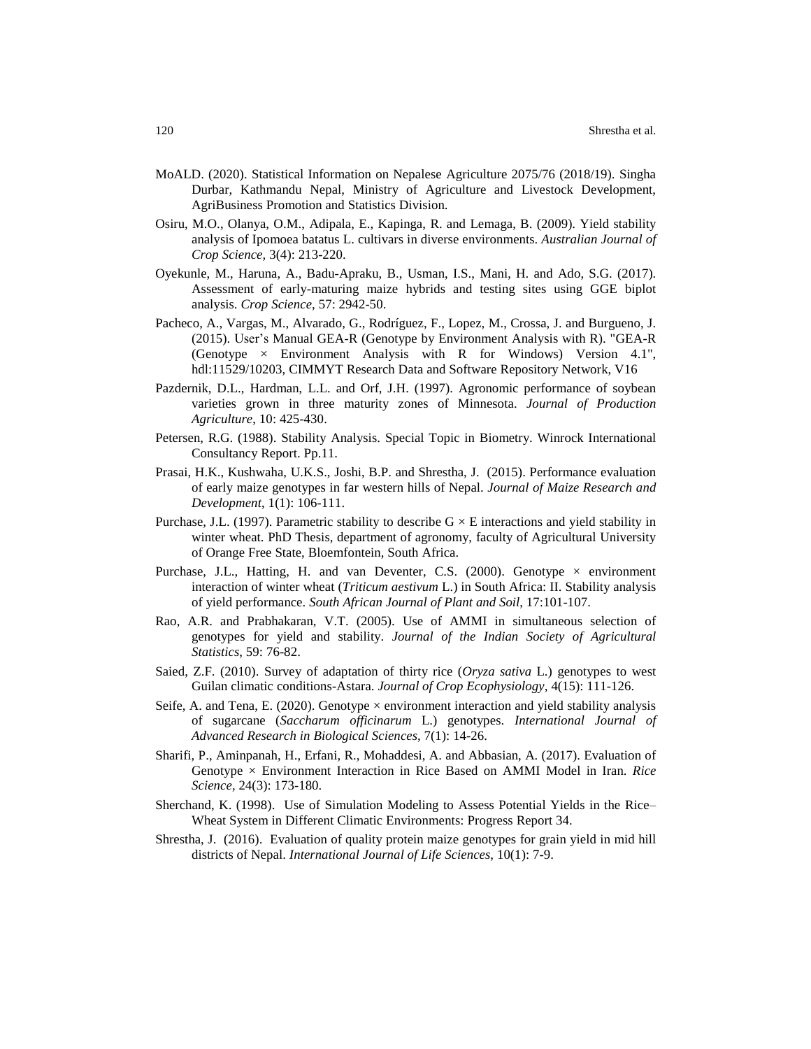MoALD. (2020). Statistical Information on Nepalese Agriculture 2075/76 (2018/19). Singha Durbar, Kathmandu Nepal, Ministry of Agriculture and Livestock Development, AgriBusiness Promotion and Statistics Division.

Osiru, M.O., Olanya, O.M., Adipala, E., Kapinga, R. and Lemaga, B. (2009). Yield stability analysis of Ipomoea batatus L. cultivars in diverse environments. *Australian Journal of Crop Science*, 3(4): 213-220.

Oyekunle, M., Haruna, A., Badu-Apraku, B., Usman, I.S., Mani, H. and Ado, S.G. (2017). Assessment of early-maturing maize hybrids and testing sites using GGE biplot analysis. *Crop Science*, 57: 2942-50.

Pacheco, A., Vargas, M., Alvarado, G., Rodríguez, F., Lopez, M., Crossa, J. and Burgueno, J. (2015). User's Manual GEA-R (Genotype by Environment Analysis with R). "GEA-R (Genotype × Environment Analysis with R for Windows) Version 4.1", hdl:11529/10203, CIMMYT Research Data and Software Repository Network, V16

Pazdernik, D.L., Hardman, L.L. and Orf, J.H. (1997). Agronomic performance of soybean varieties grown in three maturity zones of Minnesota. *Journal of Production Agriculture*, 10: 425-430.

Petersen, R.G. (1988). Stability Analysis. Special Topic in Biometry. Winrock International Consultancy Report. Pp.11.

Prasai, H.K., Kushwaha, U.K.S., Joshi, B.P. and Shrestha, J. (2015). Performance evaluation of early maize genotypes in far western hills of Nepal. *Journal of Maize Research and Development*, 1(1): 106-111.

Purchase, J.L. (1997). Parametric stability to describe G × E interactions and yield stability in winter wheat. PhD Thesis, department of agronomy, faculty of Agricultural University of Orange Free State, Bloemfontein, South Africa.

Purchase, J.L., Hatting, H. and van Deventer, C.S. (2000). Genotype × environment interaction of winter wheat (*Triticum aestivum* L.) in South Africa: II. Stability analysis of yield performance. *South African Journal of Plant and Soil*, 17:101-107.

Rao, A.R. and Prabhakaran, V.T. (2005). Use of AMMI in simultaneous selection of genotypes for yield and stability. *Journal of the Indian Society of Agricultural Statistics*, 59: 76-82.

Saied, Z.F. (2010). Survey of adaptation of thirty rice (*Oryza sativa* L.) genotypes to west Guilan climatic conditions-Astara. *Journal of Crop Ecophysiology*, 4(15): 111-126.

Seife, A. and Tena, E. (2020). Genotype × environment interaction and yield stability analysis of sugarcane (*Saccharum officinarum* L.) genotypes. *International Journal of Advanced Research in Biological Sciences*, 7(1): 14-26.

Sharifi, P., Aminpanah, H., Erfani, R., Mohaddesi, A. and Abbasian, A. (2017). Evaluation of Genotype × Environment Interaction in Rice Based on AMMI Model in Iran. *Rice Science*, 24(3): 173-180.

Sherchand, K. (1998). Use of Simulation Modeling to Assess Potential Yields in the Rice–Wheat System in Different Climatic Environments: Progress Report 34.

Shrestha, J. (2016). Evaluation of quality protein maize genotypes for grain yield in mid hill districts of Nepal. *International Journal of Life Sciences*, 10(1): 7-9.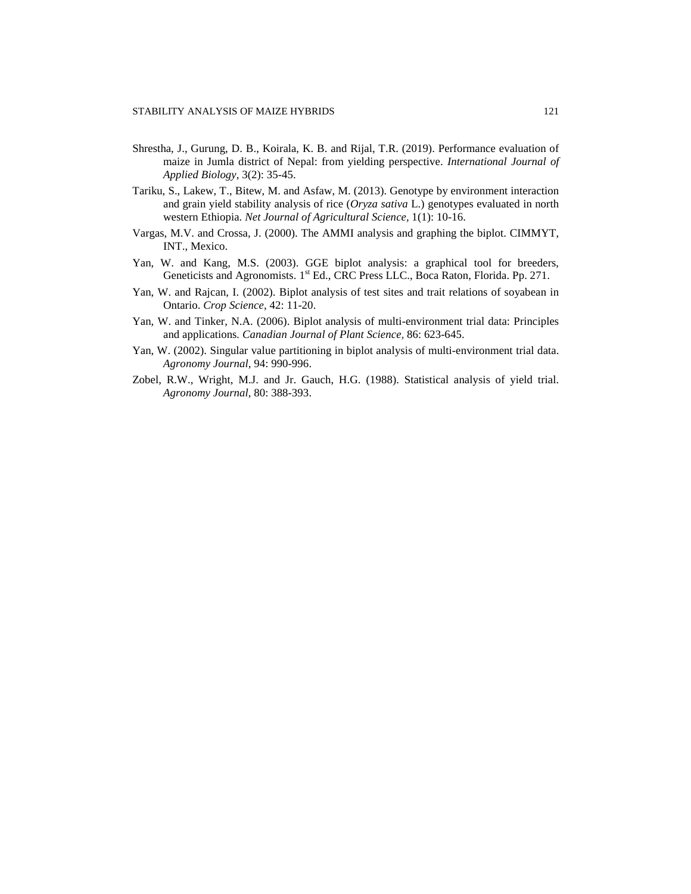Shrestha, J., Gurung, D. B., Koirala, K. B. and Rijal, T.R. (2019). Performance evaluation of maize in Jumla district of Nepal: from yielding perspective. *International Journal of Applied Biology*, 3(2): 35-45.

Tariku, S., Lakew, T., Bitew, M. and Asfaw, M. (2013). Genotype by environment interaction and grain yield stability analysis of rice (*Oryza sativa* L.) genotypes evaluated in north western Ethiopia. *Net Journal of Agricultural Science*, 1(1): 10-16.

Vargas, M.V. and Crossa, J. (2000). The AMMI analysis and graphing the biplot. CIMMYT, INT., Mexico.

Yan, W. and Kang, M.S. (2003). GGE biplot analysis: a graphical tool for breeders, Geneticists and Agronomists. 1st Ed., CRC Press LLC., Boca Raton, Florida. Pp. 271.

Yan, W. and Rajcan, I. (2002). Biplot analysis of test sites and trait relations of soyabean in Ontario. *Crop Science*, 42: 11-20.

Yan, W. and Tinker, N.A. (2006). Biplot analysis of multi-environment trial data: Principles and applications. *Canadian Journal of Plant Science*, 86: 623-645.

Yan, W. (2002). Singular value partitioning in biplot analysis of multi-environment trial data. *Agronomy Journal*, 94: 990-996.

Zobel, R.W., Wright, M.J. and Jr. Gauch, H.G. (1988). Statistical analysis of yield trial. *Agronomy Journal*, 80: 388-393.